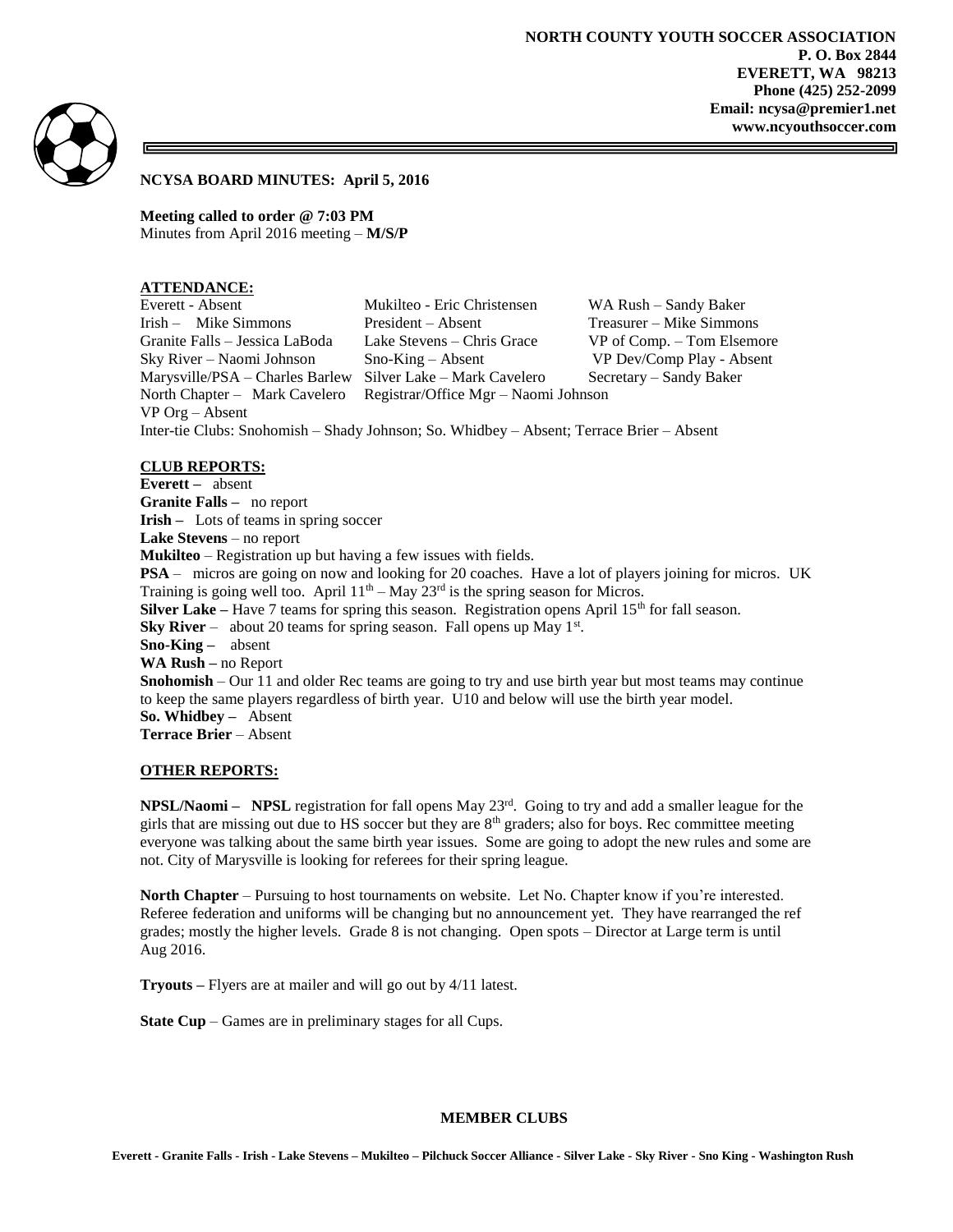**NORTH COUNTY YOUTH SOCCER ASSOCIATION**
**P. O. Box 2844**
**EVERETT, WA 98213**
**Phone (425) 252-2099**
**Email: ncysa@premier1.net**
**www.ncyouthsoccer.com**

## NCYSA BOARD MINUTES: April 5, 2016

**Meeting called to order @ 7:03 PM**
Minutes from April 2016 meeting – **M/S/P**

### ATTENDANCE:

| | | |
|---|---|---|
| Everett - Absent | Mukilteo - Eric Christensen | WA Rush – Sandy Baker |
| Irish – Mike Simmons | President – Absent | Treasurer – Mike Simmons |
| Granite Falls – Jessica LaBoda | Lake Stevens – Chris Grace | VP of Comp. – Tom Elsemore |
| Sky River – Naomi Johnson | Sno-King – Absent | VP Dev/Comp Play - Absent |
| Marysville/PSA – Charles Barlew | Silver Lake – Mark Cavelero | Secretary – Sandy Baker |
| North Chapter – Mark Cavelero | Registrar/Office Mgr – Naomi Johnson | |
| VP Org – Absent | | |

Inter-tie Clubs: Snohomish – Shady Johnson; So. Whidbey – Absent; Terrace Brier – Absent

### CLUB REPORTS:

**Everett –** absent
**Granite Falls –** no report
**Irish –** Lots of teams in spring soccer
**Lake Stevens** – no report
**Mukilteo** – Registration up but having a few issues with fields.
**PSA** – micros are going on now and looking for 20 coaches. Have a lot of players joining for micros. UK Training is going well too. April 11th – May 23rd is the spring season for Micros.
**Silver Lake –** Have 7 teams for spring this season. Registration opens April 15th for fall season.
**Sky River** – about 20 teams for spring season. Fall opens up May 1st.
**Sno-King –** absent
**WA Rush –** no Report
**Snohomish** – Our 11 and older Rec teams are going to try and use birth year but most teams may continue to keep the same players regardless of birth year. U10 and below will use the birth year model.
**So. Whidbey –** Absent
**Terrace Brier** – Absent

### OTHER REPORTS:

**NPSL/Naomi – NPSL** registration for fall opens May 23rd. Going to try and add a smaller league for the girls that are missing out due to HS soccer but they are 8th graders; also for boys. Rec committee meeting everyone was talking about the same birth year issues. Some are going to adopt the new rules and some are not. City of Marysville is looking for referees for their spring league.

**North Chapter** – Pursuing to host tournaments on website. Let No. Chapter know if you're interested. Referee federation and uniforms will be changing but no announcement yet. They have rearranged the ref grades; mostly the higher levels. Grade 8 is not changing. Open spots – Director at Large term is until Aug 2016.

**Tryouts –** Flyers are at mailer and will go out by 4/11 latest.

**State Cup** – Games are in preliminary stages for all Cups.

**MEMBER CLUBS**

**Everett - Granite Falls - Irish - Lake Stevens – Mukilteo – Pilchuck Soccer Alliance - Silver Lake - Sky River - Sno King - Washington Rush**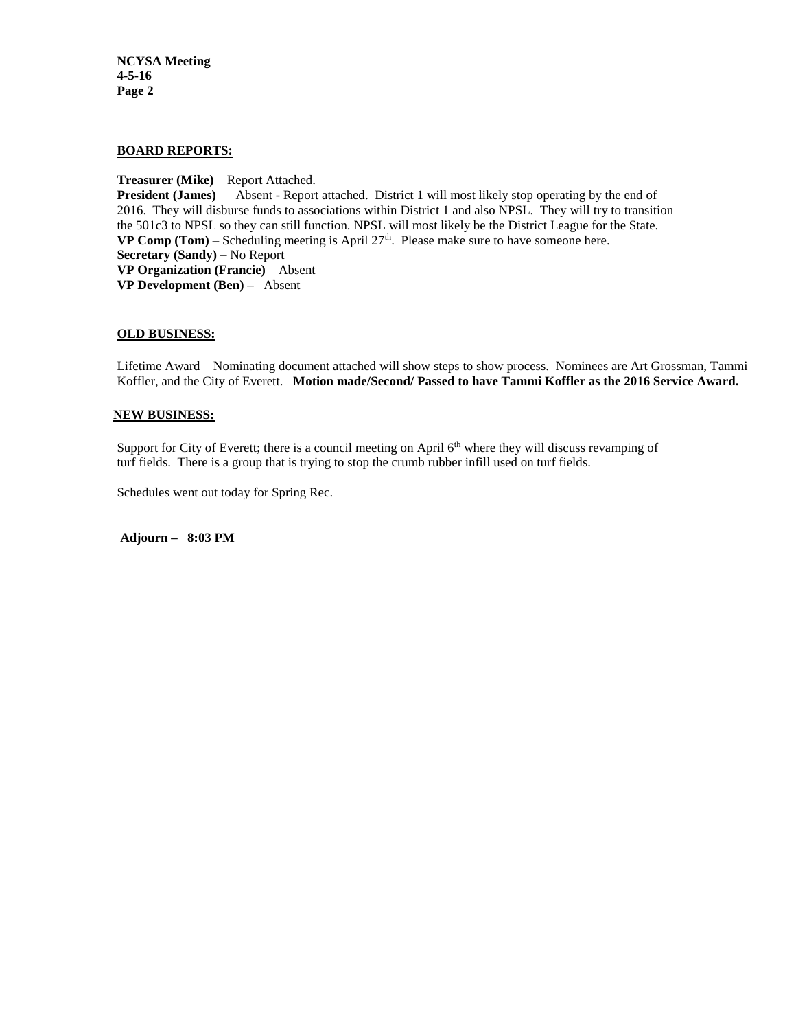**BOARD REPORTS:**

**Treasurer (Mike)** – Report Attached.
**President (James)** – Absent - Report attached. District 1 will most likely stop operating by the end of 2016. They will disburse funds to associations within District 1 and also NPSL. They will try to transition the 501c3 to NPSL so they can still function. NPSL will most likely be the District League for the State.
**VP Comp (Tom)** – Scheduling meeting is April 27th. Please make sure to have someone here.
**Secretary (Sandy)** – No Report
**VP Organization (Francie)** – Absent
**VP Development (Ben)** – Absent

**OLD BUSINESS:**

Lifetime Award – Nominating document attached will show steps to show process. Nominees are Art Grossman, Tammi Koffler, and the City of Everett. **Motion made/Second/ Passed to have Tammi Koffler as the 2016 Service Award.**

**NEW BUSINESS:**

Support for City of Everett; there is a council meeting on April 6th where they will discuss revamping of turf fields. There is a group that is trying to stop the crumb rubber infill used on turf fields.

Schedules went out today for Spring Rec.

**Adjourn – 8:03 PM**